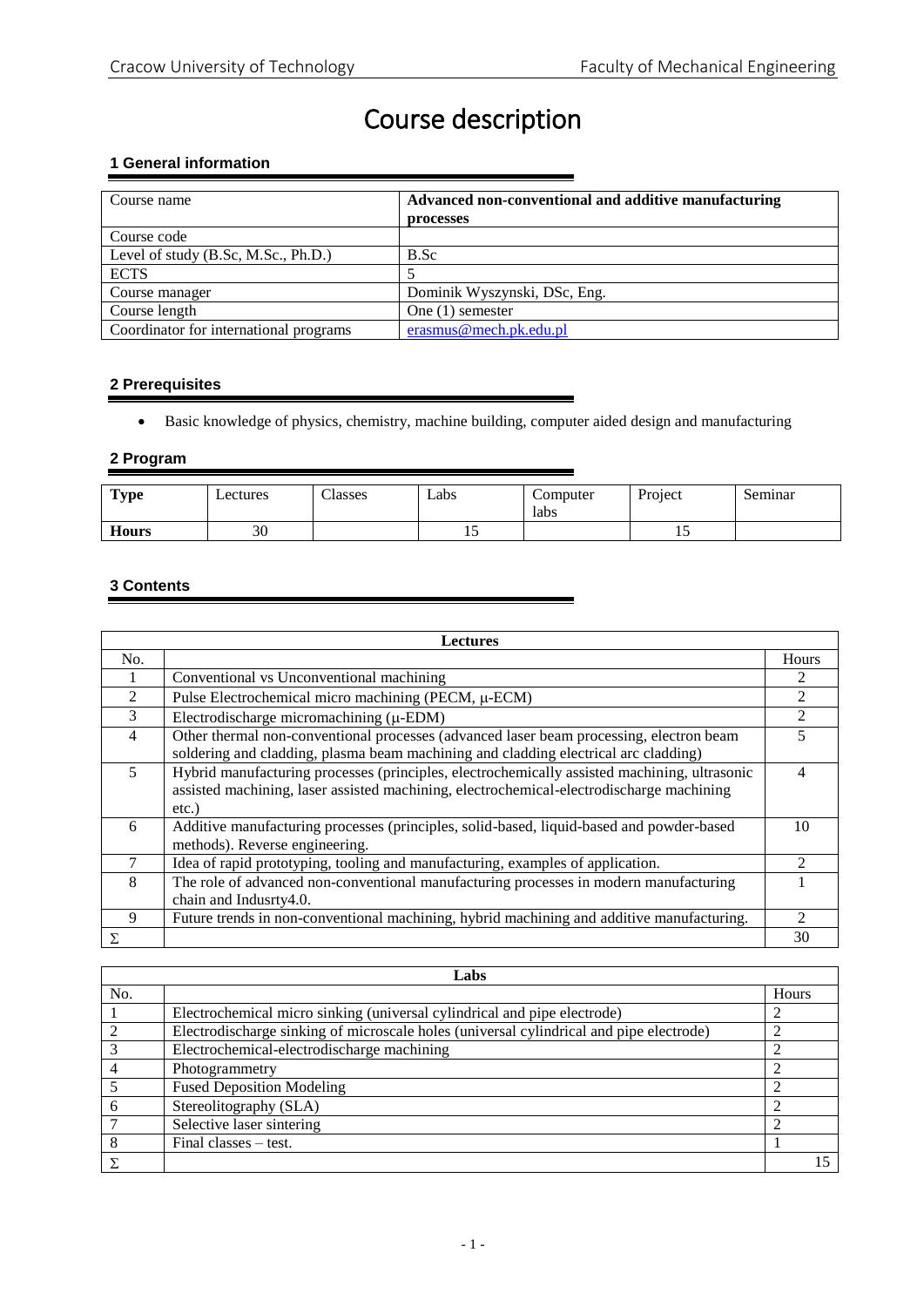# Course description

## 1 General information

| Course name | Advanced non-conventional and additive manufacturing processes |
|---|---|
| Course code | |
| Level of study (B.Sc, M.Sc., Ph.D.) | B.Sc |
| ECTS | 5 |
| Course manager | Dominik Wyszynski, DSc, Eng. |
| Course length | One (1) semester |
| Coordinator for international programs | erasmus@mech.pk.edu.pl |

## 2 Prerequisites

- Basic knowledge of physics, chemistry, machine building, computer aided design and manufacturing

## 2 Program

| Type | Lectures | Classes | Labs | Computer labs | Project | Seminar |
|---|---|---|---|---|---|---|
| Hours | 30 | | 15 | | 15 | |

## 3 Contents

| Lectures | | |
|---|---|---|
| No. | | Hours |
| 1 | Conventional vs Unconventional machining | 2 |
| 2 | Pulse Electrochemical micro machining (PECM, μ-ECM) | 2 |
| 3 | Electrodischarge micromachining (μ-EDM) | 2 |
| 4 | Other thermal non-conventional processes (advanced laser beam processing, electron beam soldering and cladding, plasma beam machining and cladding electrical arc cladding) | 5 |
| 5 | Hybrid manufacturing processes (principles, electrochemically assisted machining, ultrasonic assisted machining, laser assisted machining, electrochemical-electrodischarge machining etc.) | 4 |
| 6 | Additive manufacturing processes (principles, solid-based, liquid-based and powder-based methods). Reverse engineering. | 10 |
| 7 | Idea of rapid prototyping, tooling and manufacturing, examples of application. | 2 |
| 8 | The role of advanced non-conventional manufacturing processes in modern manufacturing chain and Indusrty4.0. | 1 |
| 9 | Future trends in non-conventional machining, hybrid machining and additive manufacturing. | 2 |
| Σ | | 30 |

| Labs | | |
|---|---|---|
| No. | | Hours |
| 1 | Electrochemical micro sinking (universal cylindrical and pipe electrode) | 2 |
| 2 | Electrodischarge sinking of microscale holes (universal cylindrical and pipe electrode) | 2 |
| 3 | Electrochemical-electrodischarge machining | 2 |
| 4 | Photogrammetry | 2 |
| 5 | Fused Deposition Modeling | 2 |
| 6 | Stereolitography (SLA) | 2 |
| 7 | Selective laser sintering | 2 |
| 8 | Final classes – test. | 1 |
| Σ | | 15 |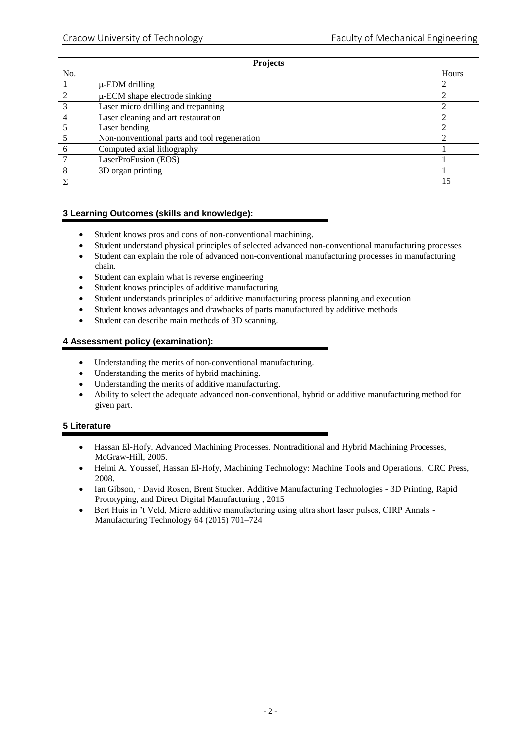| Projects | | |
| --- | --- | --- |
| No. | | Hours |
| 1 | μ-EDM drilling | 2 |
| 2 | μ-ECM shape electrode sinking | 2 |
| 3 | Laser micro drilling and trepanning | 2 |
| 4 | Laser cleaning and art restauration | 2 |
| 5 | Laser bending | 2 |
| 5 | Non-nonventional parts and tool regeneration | 2 |
| 6 | Computed axial lithography | 1 |
| 7 | LaserProFusion (EOS) | 1 |
| 8 | 3D organ printing | 1 |
| Σ | | 15 |

## 3 Learning Outcomes (skills and knowledge):

- Student knows pros and cons of non-conventional machining.
- Student understand physical principles of selected advanced non-conventional manufacturing processes
- Student can explain the role of advanced non-conventional manufacturing processes in manufacturing chain.
- Student can explain what is reverse engineering
- Student knows principles of additive manufacturing
- Student understands principles of additive manufacturing process planning and execution
- Student knows advantages and drawbacks of parts manufactured by additive methods
- Student can describe main methods of 3D scanning.

## 4 Assessment policy (examination):

- Understanding the merits of non-conventional manufacturing.
- Understanding the merits of hybrid machining.
- Understanding the merits of additive manufacturing.
- Ability to select the adequate advanced non-conventional, hybrid or additive manufacturing method for given part.

## 5 Literature

- Hassan El-Hofy. Advanced Machining Processes. Nontraditional and Hybrid Machining Processes, McGraw-Hill, 2005.
- Helmi A. Youssef, Hassan El-Hofy, Machining Technology: Machine Tools and Operations, CRC Press, 2008.
- Ian Gibson, · David Rosen, Brent Stucker. Additive Manufacturing Technologies - 3D Printing, Rapid Prototyping, and Direct Digital Manufacturing , 2015
- Bert Huis in 't Veld, Micro additive manufacturing using ultra short laser pulses, CIRP Annals - Manufacturing Technology 64 (2015) 701–724